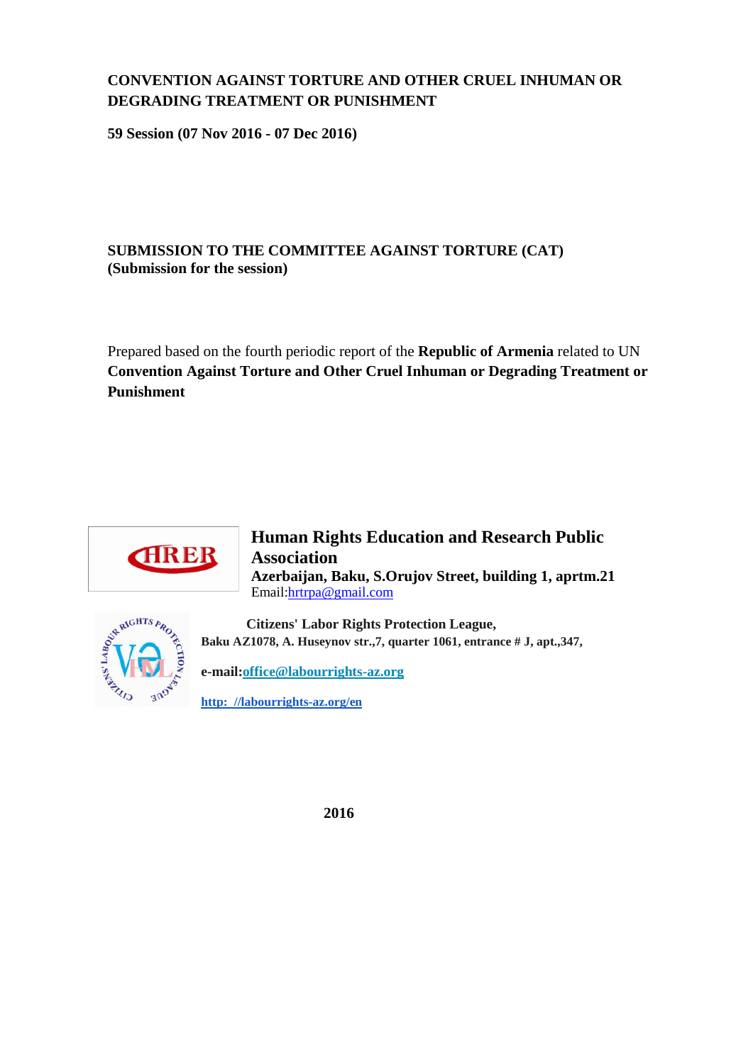**CONVENTION AGAINST TORTURE AND OTHER CRUEL INHUMAN OR DEGRADING TREATMENT OR PUNISHMENT**

**59 Session (07 Nov 2016 - 07 Dec 2016)**

**SUBMISSION TO THE COMMITTEE AGAINST TORTURE (CAT)**
**(Submission for the session)**

Prepared based on the fourth periodic report of the **Republic of Armenia** related to UN **Convention Against Torture and Other Cruel Inhuman or Degrading Treatment or Punishment**

**Human Rights Education and Research Public Association**
**Azerbaijan, Baku, S.Orujov Street, building 1, aprtm.21**
Email:hrtrpa@gmail.com

**Citizens' Labor Rights Protection League,**
**Baku AZ1078, A. Huseynov str.,7, quarter 1061, entrance # J, apt.,347,**

**e-mail:office@labourrights-az.org**

**http: //labourrights-az.org/en**

**2016**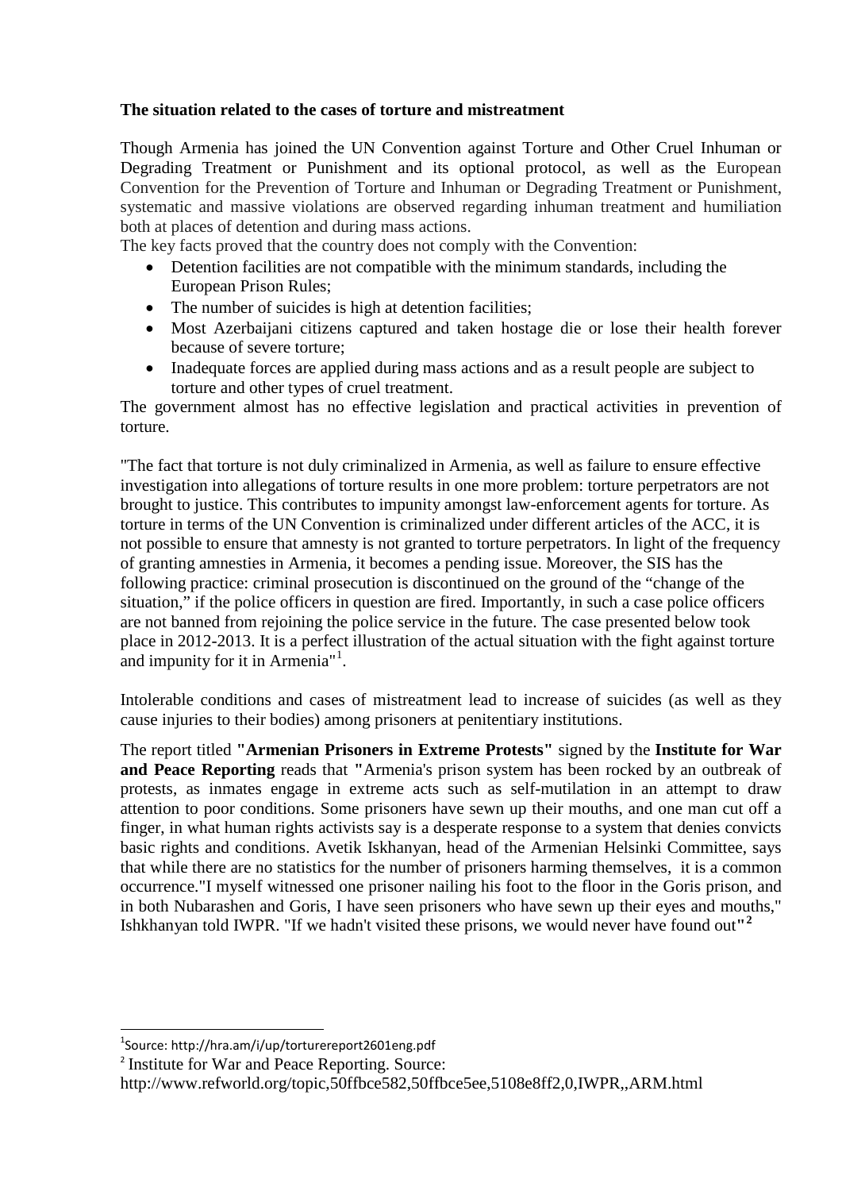**The situation related to the cases of torture and mistreatment**

Though Armenia has joined the UN Convention against Torture and Other Cruel Inhuman or Degrading Treatment or Punishment and its optional protocol, as well as the European Convention for the Prevention of Torture and Inhuman or Degrading Treatment or Punishment, systematic and massive violations are observed regarding inhuman treatment and humiliation both at places of detention and during mass actions.

The key facts proved that the country does not comply with the Convention:

- Detention facilities are not compatible with the minimum standards, including the European Prison Rules;
- The number of suicides is high at detention facilities;
- Most Azerbaijani citizens captured and taken hostage die or lose their health forever because of severe torture;
- Inadequate forces are applied during mass actions and as a result people are subject to torture and other types of cruel treatment.

The government almost has no effective legislation and practical activities in prevention of torture.

"The fact that torture is not duly criminalized in Armenia, as well as failure to ensure effective investigation into allegations of torture results in one more problem: torture perpetrators are not brought to justice. This contributes to impunity amongst law-enforcement agents for torture. As torture in terms of the UN Convention is criminalized under different articles of the ACC, it is not possible to ensure that amnesty is not granted to torture perpetrators. In light of the frequency of granting amnesties in Armenia, it becomes a pending issue. Moreover, the SIS has the following practice: criminal prosecution is discontinued on the ground of the "change of the situation," if the police officers in question are fired. Importantly, in such a case police officers are not banned from rejoining the police service in the future. The case presented below took place in 2012-2013. It is a perfect illustration of the actual situation with the fight against torture and impunity for it in Armenia"[1].

Intolerable conditions and cases of mistreatment lead to increase of suicides (as well as they cause injuries to their bodies) among prisoners at penitentiary institutions.

The report titled **"Armenian Prisoners in Extreme Protests"** signed by the **Institute for War and Peace Reporting** reads that **"**Armenia's prison system has been rocked by an outbreak of protests, as inmates engage in extreme acts such as self-mutilation in an attempt to draw attention to poor conditions. Some prisoners have sewn up their mouths, and one man cut off a finger, in what human rights activists say is a desperate response to a system that denies convicts basic rights and conditions. Avetik Iskhanyan, head of the Armenian Helsinki Committee, says that while there are no statistics for the number of prisoners harming themselves, it is a common occurrence."I myself witnessed one prisoner nailing his foot to the floor in the Goris prison, and in both Nubarashen and Goris, I have seen prisoners who have sewn up their eyes and mouths," Ishkhanyan told IWPR. "If we hadn't visited these prisons, we would never have found out**"**[2]

---

[1] Source: http://hra.am/i/up/torturereport2601eng.pdf

[2] Institute for War and Peace Reporting. Source: http://www.refworld.org/topic,50ffbce582,50ffbce5ee,5108e8ff2,0,IWPR,,ARM.html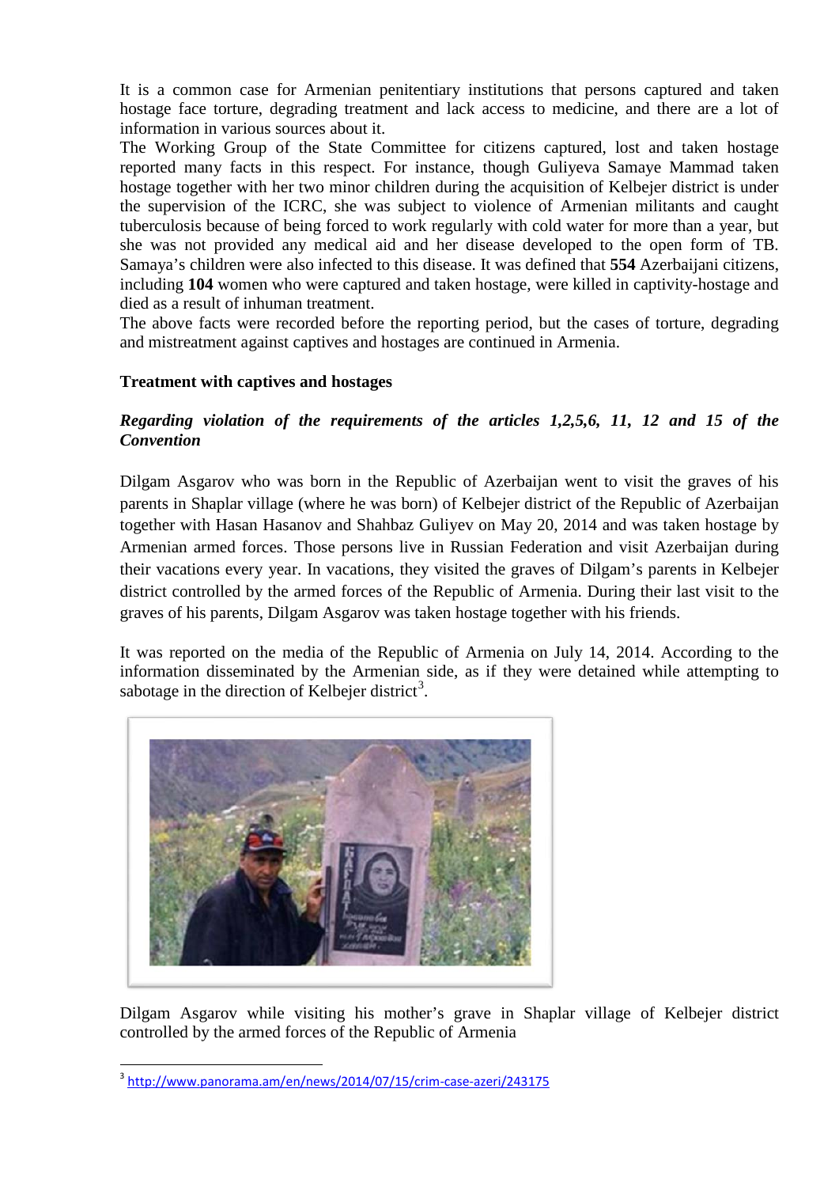It is a common case for Armenian penitentiary institutions that persons captured and taken hostage face torture, degrading treatment and lack access to medicine, and there are a lot of information in various sources about it.

The Working Group of the State Committee for citizens captured, lost and taken hostage reported many facts in this respect. For instance, though Guliyeva Samaye Mammad taken hostage together with her two minor children during the acquisition of Kelbejer district is under the supervision of the ICRC, she was subject to violence of Armenian militants and caught tuberculosis because of being forced to work regularly with cold water for more than a year, but she was not provided any medical aid and her disease developed to the open form of TB. Samaya's children were also infected to this disease. It was defined that **554** Azerbaijani citizens, including **104** women who were captured and taken hostage, were killed in captivity-hostage and died as a result of inhuman treatment.

The above facts were recorded before the reporting period, but the cases of torture, degrading and mistreatment against captives and hostages are continued in Armenia.

**Treatment with captives and hostages**

***Regarding violation of the requirements of the articles 1,2,5,6, 11, 12 and 15 of the Convention***

Dilgam Asgarov who was born in the Republic of Azerbaijan went to visit the graves of his parents in Shaplar village (where he was born) of Kelbejer district of the Republic of Azerbaijan together with Hasan Hasanov and Shahbaz Guliyev on May 20, 2014 and was taken hostage by Armenian armed forces. Those persons live in Russian Federation and visit Azerbaijan during their vacations every year. In vacations, they visited the graves of Dilgam's parents in Kelbejer district controlled by the armed forces of the Republic of Armenia. During their last visit to the graves of his parents, Dilgam Asgarov was taken hostage together with his friends.

It was reported on the media of the Republic of Armenia on July 14, 2014. According to the information disseminated by the Armenian side, as if they were detained while attempting to sabotage in the direction of Kelbejer district[3].

Dilgam Asgarov while visiting his mother's grave in Shaplar village of Kelbejer district controlled by the armed forces of the Republic of Armenia

[3] http://www.panorama.am/en/news/2014/07/15/crim-case-azeri/243175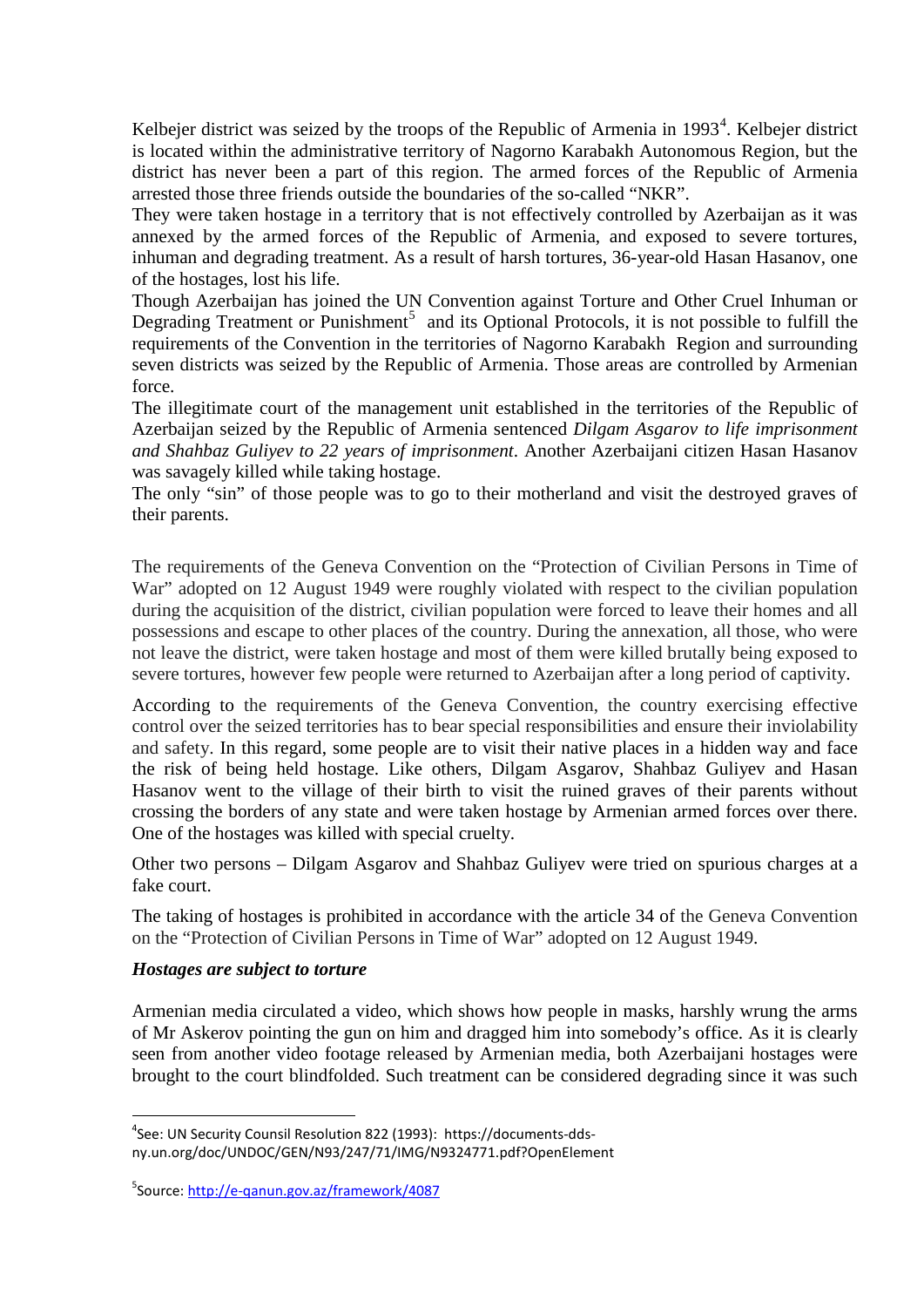Kelbejer district was seized by the troops of the Republic of Armenia in 1993[4]. Kelbejer district is located within the administrative territory of Nagorno Karabakh Autonomous Region, but the district has never been a part of this region. The armed forces of the Republic of Armenia arrested those three friends outside the boundaries of the so-called "NKR".

They were taken hostage in a territory that is not effectively controlled by Azerbaijan as it was annexed by the armed forces of the Republic of Armenia, and exposed to severe tortures, inhuman and degrading treatment. As a result of harsh tortures, 36-year-old Hasan Hasanov, one of the hostages, lost his life.

Though Azerbaijan has joined the UN Convention against Torture and Other Cruel Inhuman or Degrading Treatment or Punishment[5] and its Optional Protocols, it is not possible to fulfill the requirements of the Convention in the territories of Nagorno Karabakh Region and surrounding seven districts was seized by the Republic of Armenia. Those areas are controlled by Armenian force.

The illegitimate court of the management unit established in the territories of the Republic of Azerbaijan seized by the Republic of Armenia sentenced *Dilgam Asgarov to life imprisonment and Shahbaz Guliyev to 22 years of imprisonment*. Another Azerbaijani citizen Hasan Hasanov was savagely killed while taking hostage.

The only "sin" of those people was to go to their motherland and visit the destroyed graves of their parents.

The requirements of the Geneva Convention on the "Protection of Civilian Persons in Time of War" adopted on 12 August 1949 were roughly violated with respect to the civilian population during the acquisition of the district, civilian population were forced to leave their homes and all possessions and escape to other places of the country. During the annexation, all those, who were not leave the district, were taken hostage and most of them were killed brutally being exposed to severe tortures, however few people were returned to Azerbaijan after a long period of captivity.

According to the requirements of the Geneva Convention, the country exercising effective control over the seized territories has to bear special responsibilities and ensure their inviolability and safety. In this regard, some people are to visit their native places in a hidden way and face the risk of being held hostage. Like others, Dilgam Asgarov, Shahbaz Guliyev and Hasan Hasanov went to the village of their birth to visit the ruined graves of their parents without crossing the borders of any state and were taken hostage by Armenian armed forces over there. One of the hostages was killed with special cruelty.

Other two persons – Dilgam Asgarov and Shahbaz Guliyev were tried on spurious charges at a fake court.

The taking of hostages is prohibited in accordance with the article 34 of the Geneva Convention on the "Protection of Civilian Persons in Time of War" adopted on 12 August 1949.

***Hostages are subject to torture***

Armenian media circulated a video, which shows how people in masks, harshly wrung the arms of Mr Askerov pointing the gun on him and dragged him into somebody's office. As it is clearly seen from another video footage released by Armenian media, both Azerbaijani hostages were brought to the court blindfolded. Such treatment can be considered degrading since it was such

---

[4] See: UN Security Counsil Resolution 822 (1993): https://documents-dds-ny.un.org/doc/UNDOC/GEN/N93/247/71/IMG/N9324771.pdf?OpenElement

[5] Source: http://e-qanun.gov.az/framework/4087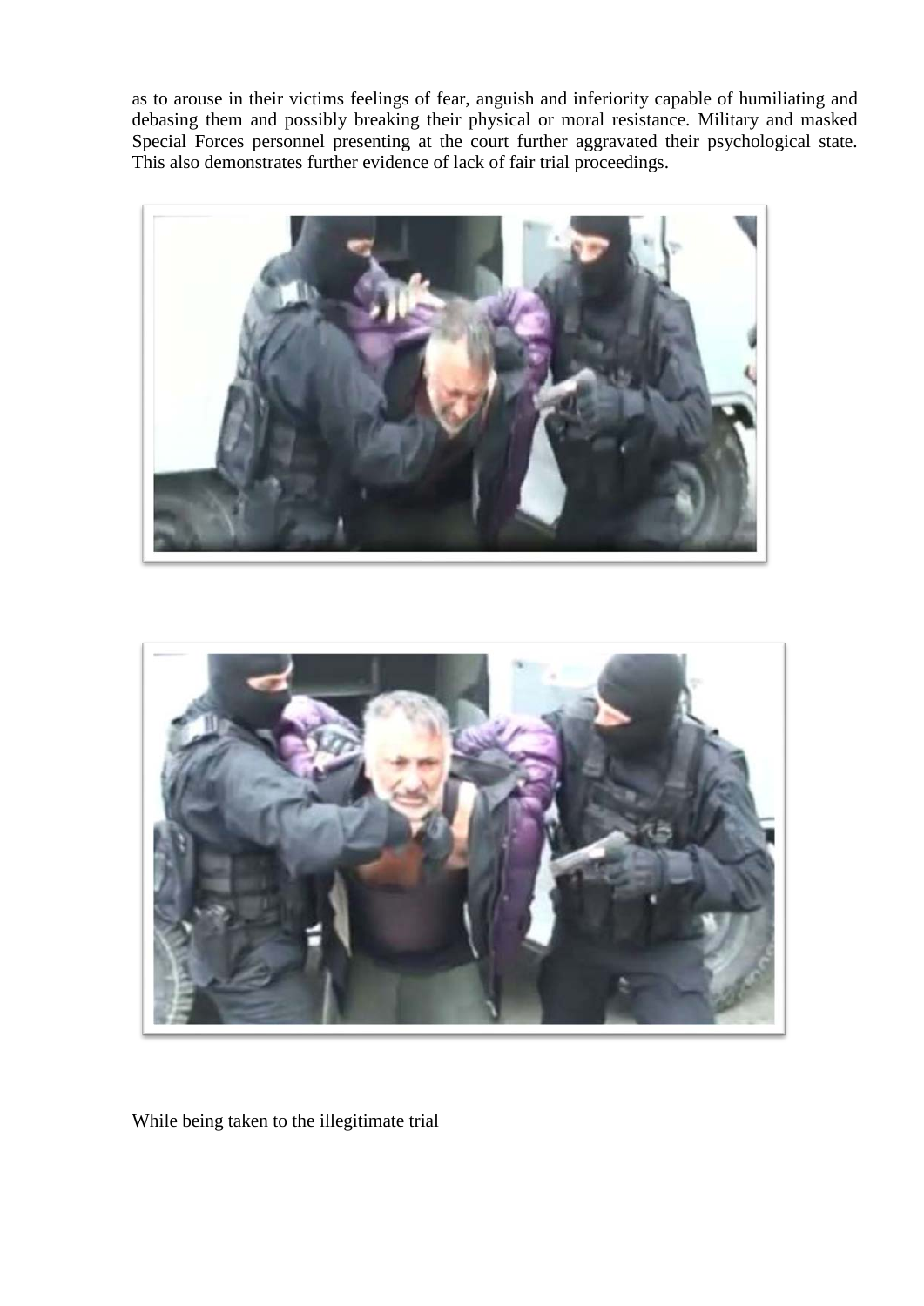as to arouse in their victims feelings of fear, anguish and inferiority capable of humiliating and debasing them and possibly breaking their physical or moral resistance. Military and masked Special Forces personnel presenting at the court further aggravated their psychological state. This also demonstrates further evidence of lack of fair trial proceedings.

While being taken to the illegitimate trial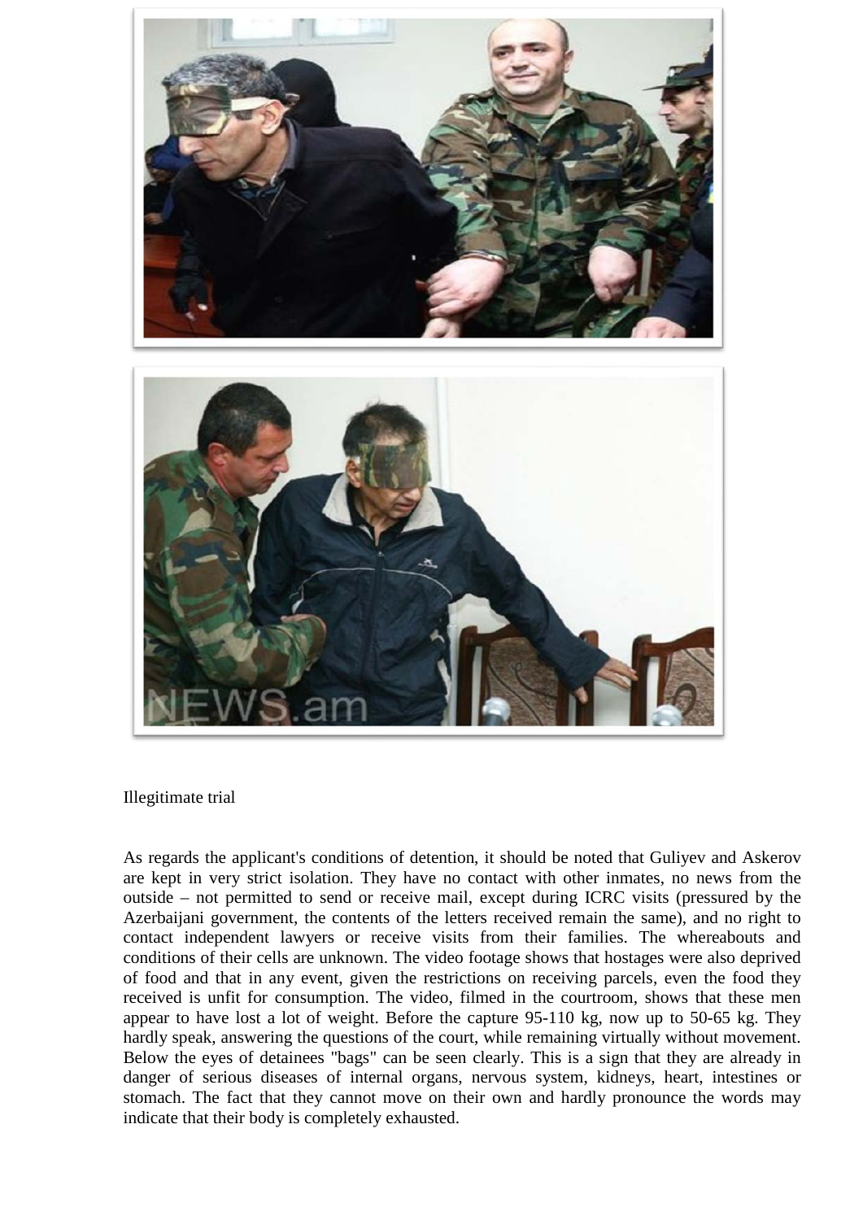Illegitimate trial

As regards the applicant's conditions of detention, it should be noted that Guliyev and Askerov are kept in very strict isolation. They have no contact with other inmates, no news from the outside – not permitted to send or receive mail, except during ICRC visits (pressured by the Azerbaijani government, the contents of the letters received remain the same), and no right to contact independent lawyers or receive visits from their families. The whereabouts and conditions of their cells are unknown. The video footage shows that hostages were also deprived of food and that in any event, given the restrictions on receiving parcels, even the food they received is unfit for consumption. The video, filmed in the courtroom, shows that these men appear to have lost a lot of weight. Before the capture 95-110 kg, now up to 50-65 kg. They hardly speak, answering the questions of the court, while remaining virtually without movement. Below the eyes of detainees "bags" can be seen clearly. This is a sign that they are already in danger of serious diseases of internal organs, nervous system, kidneys, heart, intestines or stomach. The fact that they cannot move on their own and hardly pronounce the words may indicate that their body is completely exhausted.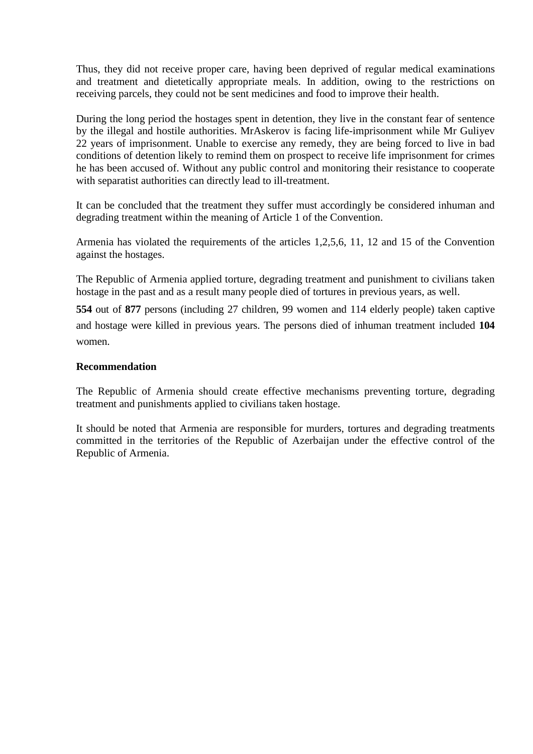Thus, they did not receive proper care, having been deprived of regular medical examinations and treatment and dietetically appropriate meals. In addition, owing to the restrictions on receiving parcels, they could not be sent medicines and food to improve their health.

During the long period the hostages spent in detention, they live in the constant fear of sentence by the illegal and hostile authorities. MrAskerov is facing life-imprisonment while Mr Guliyev 22 years of imprisonment. Unable to exercise any remedy, they are being forced to live in bad conditions of detention likely to remind them on prospect to receive life imprisonment for crimes he has been accused of. Without any public control and monitoring their resistance to cooperate with separatist authorities can directly lead to ill-treatment.

It can be concluded that the treatment they suffer must accordingly be considered inhuman and degrading treatment within the meaning of Article 1 of the Convention.

Armenia has violated the requirements of the articles 1,2,5,6, 11, 12 and 15 of the Convention against the hostages.

The Republic of Armenia applied torture, degrading treatment and punishment to civilians taken hostage in the past and as a result many people died of tortures in previous years, as well.

**554** out of **877** persons (including 27 children, 99 women and 114 elderly people) taken captive and hostage were killed in previous years. The persons died of inhuman treatment included **104** women.

**Recommendation**

The Republic of Armenia should create effective mechanisms preventing torture, degrading treatment and punishments applied to civilians taken hostage.

It should be noted that Armenia are responsible for murders, tortures and degrading treatments committed in the territories of the Republic of Azerbaijan under the effective control of the Republic of Armenia.